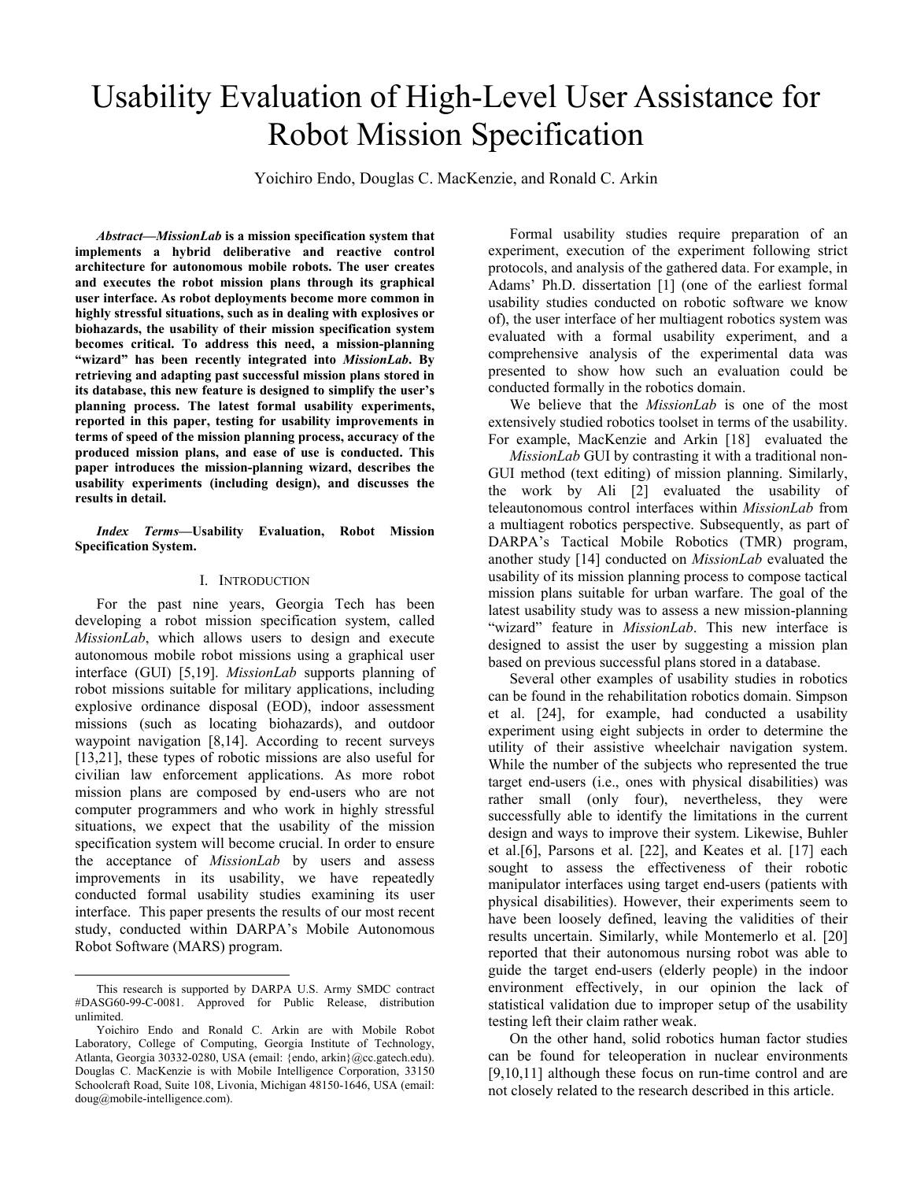# Usability Evaluation of High-Level User Assistance for Robot Mission Specification

Yoichiro Endo, Douglas C. MacKenzie, and Ronald C. Arkin

***Abstract*—*MissionLab* is a mission specification system that implements a hybrid deliberative and reactive control architecture for autonomous mobile robots. The user creates and executes the robot mission plans through its graphical user interface. As robot deployments become more common in highly stressful situations, such as in dealing with explosives or biohazards, the usability of their mission specification system becomes critical. To address this need, a mission-planning "wizard" has been recently integrated into *MissionLab*. By retrieving and adapting past successful mission plans stored in its database, this new feature is designed to simplify the user's planning process. The latest formal usability experiments, reported in this paper, testing for usability improvements in terms of speed of the mission planning process, accuracy of the produced mission plans, and ease of use is conducted. This paper introduces the mission-planning wizard, describes the usability experiments (including design), and discusses the results in detail.**

***Index Terms*—Usability Evaluation, Robot Mission Specification System.**

## I. Introduction

For the past nine years, Georgia Tech has been developing a robot mission specification system, called *MissionLab*, which allows users to design and execute autonomous mobile robot missions using a graphical user interface (GUI) [5,19]. *MissionLab* supports planning of robot missions suitable for military applications, including explosive ordinance disposal (EOD), indoor assessment missions (such as locating biohazards), and outdoor waypoint navigation [8,14]. According to recent surveys [13,21], these types of robotic missions are also useful for civilian law enforcement applications. As more robot mission plans are composed by end-users who are not computer programmers and who work in highly stressful situations, we expect that the usability of the mission specification system will become crucial. In order to ensure the acceptance of *MissionLab* by users and assess improvements in its usability, we have repeatedly conducted formal usability studies examining its user interface. This paper presents the results of our most recent study, conducted within DARPA's Mobile Autonomous Robot Software (MARS) program.

Formal usability studies require preparation of an experiment, execution of the experiment following strict protocols, and analysis of the gathered data. For example, in Adams' Ph.D. dissertation [1] (one of the earliest formal usability studies conducted on robotic software we know of), the user interface of her multiagent robotics system was evaluated with a formal usability experiment, and a comprehensive analysis of the experimental data was presented to show how such an evaluation could be conducted formally in the robotics domain.

We believe that the *MissionLab* is one of the most extensively studied robotics toolset in terms of the usability. For example, MacKenzie and Arkin [18] evaluated the *MissionLab* GUI by contrasting it with a traditional non-GUI method (text editing) of mission planning. Similarly, the work by Ali [2] evaluated the usability of teleautonomous control interfaces within *MissionLab* from a multiagent robotics perspective. Subsequently, as part of DARPA's Tactical Mobile Robotics (TMR) program, another study [14] conducted on *MissionLab* evaluated the usability of its mission planning process to compose tactical mission plans suitable for urban warfare. The goal of the latest usability study was to assess a new mission-planning "wizard" feature in *MissionLab*. This new interface is designed to assist the user by suggesting a mission plan based on previous successful plans stored in a database.

Several other examples of usability studies in robotics can be found in the rehabilitation robotics domain. Simpson et al. [24], for example, had conducted a usability experiment using eight subjects in order to determine the utility of their assistive wheelchair navigation system. While the number of the subjects who represented the true target end-users (i.e., ones with physical disabilities) was rather small (only four), nevertheless, they were successfully able to identify the limitations in the current design and ways to improve their system. Likewise, Buhler et al.[6], Parsons et al. [22], and Keates et al. [17] each sought to assess the effectiveness of their robotic manipulator interfaces using target end-users (patients with physical disabilities). However, their experiments seem to have been loosely defined, leaving the validities of their results uncertain. Similarly, while Montemerlo et al. [20] reported that their autonomous nursing robot was able to guide the target end-users (elderly people) in the indoor environment effectively, in our opinion the lack of statistical validation due to improper setup of the usability testing left their claim rather weak.

On the other hand, solid robotics human factor studies can be found for teleoperation in nuclear environments [9,10,11] although these focus on run-time control and are not closely related to the research described in this article.

---

This research is supported by DARPA U.S. Army SMDC contract #DASG60-99-C-0081. Approved for Public Release, distribution unlimited.

Yoichiro Endo and Ronald C. Arkin are with Mobile Robot Laboratory, College of Computing, Georgia Institute of Technology, Atlanta, Georgia 30332-0280, USA (email: {endo, arkin}@cc.gatech.edu). Douglas C. MacKenzie is with Mobile Intelligence Corporation, 33150 Schoolcraft Road, Suite 108, Livonia, Michigan 48150-1646, USA (email: doug@mobile-intelligence.com).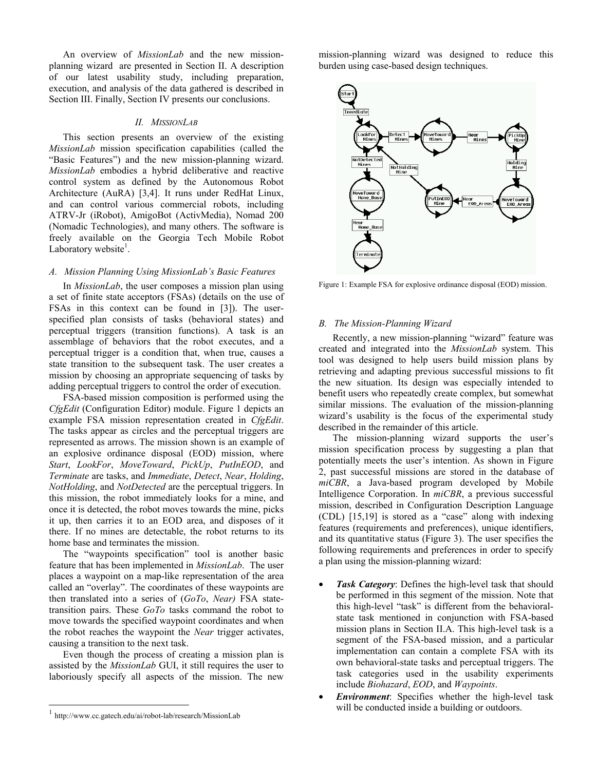An overview of *MissionLab* and the new mission-planning wizard are presented in Section II. A description of our latest usability study, including preparation, execution, and analysis of the data gathered is described in Section III. Finally, Section IV presents our conclusions.

## II. MISSIONLAB

This section presents an overview of the existing *MissionLab* mission specification capabilities (called the "Basic Features") and the new mission-planning wizard. *MissionLab* embodies a hybrid deliberative and reactive control system as defined by the Autonomous Robot Architecture (AuRA) [3,4]. It runs under RedHat Linux, and can control various commercial robots, including ATRV-Jr (iRobot), AmigoBot (ActivMedia), Nomad 200 (Nomadic Technologies), and many others. The software is freely available on the Georgia Tech Mobile Robot Laboratory website[1].

### A. Mission Planning Using MissionLab's Basic Features

In *MissionLab*, the user composes a mission plan using a set of finite state acceptors (FSAs) (details on the use of FSAs in this context can be found in [3]). The user-specified plan consists of tasks (behavioral states) and perceptual triggers (transition functions). A task is an assemblage of behaviors that the robot executes, and a perceptual trigger is a condition that, when true, causes a state transition to the subsequent task. The user creates a mission by choosing an appropriate sequencing of tasks by adding perceptual triggers to control the order of execution.

FSA-based mission composition is performed using the *CfgEdit* (Configuration Editor) module. Figure 1 depicts an example FSA mission representation created in *CfgEdit*. The tasks appear as circles and the perceptual triggers are represented as arrows. The mission shown is an example of an explosive ordinance disposal (EOD) mission, where *Start*, *LookFor*, *MoveToward*, *PickUp*, *PutInEOD*, and *Terminate* are tasks, and *Immediate*, *Detect*, *Near*, *Holding*, *NotHolding*, and *NotDetected* are the perceptual triggers. In this mission, the robot immediately looks for a mine, and once it is detected, the robot moves towards the mine, picks it up, then carries it to an EOD area, and disposes of it there. If no mines are detectable, the robot returns to its home base and terminates the mission.

The "waypoints specification" tool is another basic feature that has been implemented in *MissionLab*. The user places a waypoint on a map-like representation of the area called an "overlay". The coordinates of these waypoints are then translated into a series of (*GoTo*, *Near)* FSA state-transition pairs. These *GoTo* tasks command the robot to move towards the specified waypoint coordinates and when the robot reaches the waypoint the *Near* trigger activates, causing a transition to the next task.

Even though the process of creating a mission plan is assisted by the *MissionLab* GUI, it still requires the user to laboriously specify all aspects of the mission. The new mission-planning wizard was designed to reduce this burden using case-based design techniques.

Figure 1: Example FSA for explosive ordinance disposal (EOD) mission.

### B. The Mission-Planning Wizard

Recently, a new mission-planning "wizard" feature was created and integrated into the *MissionLab* system. This tool was designed to help users build mission plans by retrieving and adapting previous successful missions to fit the new situation. Its design was especially intended to benefit users who repeatedly create complex, but somewhat similar missions. The evaluation of the mission-planning wizard's usability is the focus of the experimental study described in the remainder of this article.

The mission-planning wizard supports the user's mission specification process by suggesting a plan that potentially meets the user's intention. As shown in Figure 2, past successful missions are stored in the database of *miCBR*, a Java-based program developed by Mobile Intelligence Corporation. In *miCBR*, a previous successful mission, described in Configuration Description Language (CDL) [15,19] is stored as a "case" along with indexing features (requirements and preferences), unique identifiers, and its quantitative status (Figure 3). The user specifies the following requirements and preferences in order to specify a plan using the mission-planning wizard:

- ***Task Category***: Defines the high-level task that should be performed in this segment of the mission. Note that this high-level "task" is different from the behavioral-state task mentioned in conjunction with FSA-based mission plans in Section II.A. This high-level task is a segment of the FSA-based mission, and a particular implementation can contain a complete FSA with its own behavioral-state tasks and perceptual triggers. The task categories used in the usability experiments include *Biohazard*, *EOD*, and *Waypoints*.
- ***Environment***: Specifies whether the high-level task will be conducted inside a building or outdoors.

[1] http://www.cc.gatech.edu/ai/robot-lab/research/MissionLab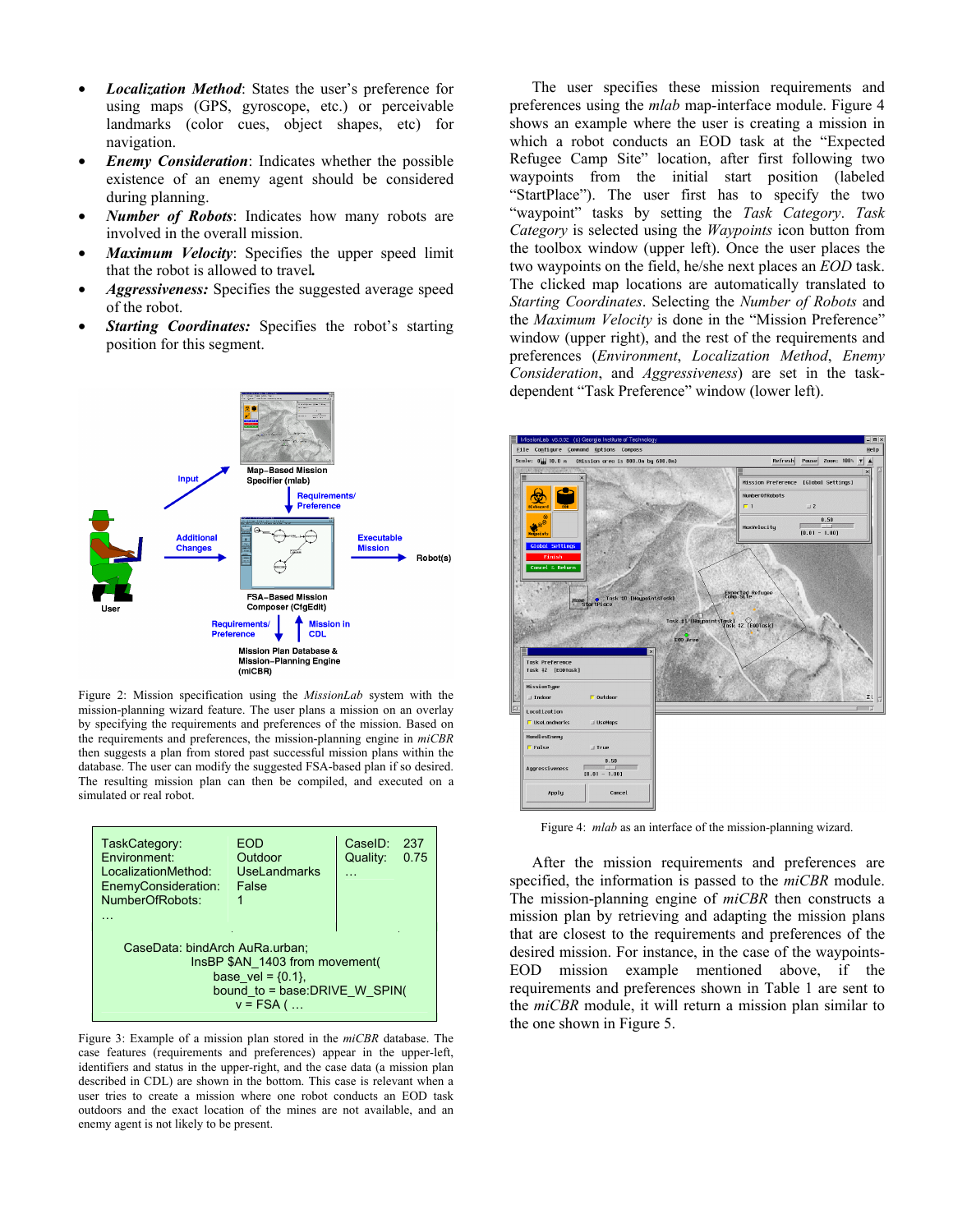- ***Localization Method***: States the user's preference for using maps (GPS, gyroscope, etc.) or perceivable landmarks (color cues, object shapes, etc) for navigation.
- ***Enemy Consideration***: Indicates whether the possible existence of an enemy agent should be considered during planning.
- ***Number of Robots***: Indicates how many robots are involved in the overall mission.
- ***Maximum Velocity***: Specifies the upper speed limit that the robot is allowed to travel.
- ***Aggressiveness:*** Specifies the suggested average speed of the robot.
- ***Starting Coordinates:*** Specifies the robot's starting position for this segment.

Figure 2: Mission specification using the *MissionLab* system with the mission-planning wizard feature. The user plans a mission on an overlay by specifying the requirements and preferences of the mission. Based on the requirements and preferences, the mission-planning engine in *miCBR* then suggests a plan from stored past successful mission plans within the database. The user can modify the suggested FSA-based plan if so desired. The resulting mission plan can then be compiled, and executed on a simulated or real robot.

```
TaskCategory:          EOD              CaseID:   237
Environment:           Outdoor          Quality:  0.75
LocalizationMethod:    UseLandmarks     …
EnemyConsideration:    False
NumberOfRobots:        1
…

    CaseData: bindArch AuRa.urban;
            InsBP $AN_1403 from movement(
                base_vel = {0.1},
                bound_to = base:DRIVE_W_SPIN(
                  v = FSA ( …
```

Figure 3: Example of a mission plan stored in the *miCBR* database. The case features (requirements and preferences) appear in the upper-left, identifiers and status in the upper-right, and the case data (a mission plan described in CDL) are shown in the bottom. This case is relevant when a user tries to create a mission where one robot conducts an EOD task outdoors and the exact location of the mines are not available, and an enemy agent is not likely to be present.

The user specifies these mission requirements and preferences using the *mlab* map-interface module. Figure 4 shows an example where the user is creating a mission in which a robot conducts an EOD task at the "Expected Refugee Camp Site" location, after first following two waypoints from the initial start position (labeled "StartPlace"). The user first has to specify the two "waypoint" tasks by setting the *Task Category*. *Task Category* is selected using the *Waypoints* icon button from the toolbox window (upper left). Once the user places the two waypoints on the field, he/she next places an *EOD* task. The clicked map locations are automatically translated to *Starting Coordinates*. Selecting the *Number of Robots* and the *Maximum Velocity* is done in the "Mission Preference" window (upper right), and the rest of the requirements and preferences (*Environment*, *Localization Method*, *Enemy Consideration*, and *Aggressiveness*) are set in the task-dependent "Task Preference" window (lower left).

Figure 4: *mlab* as an interface of the mission-planning wizard.

After the mission requirements and preferences are specified, the information is passed to the *miCBR* module. The mission-planning engine of *miCBR* then constructs a mission plan by retrieving and adapting the mission plans that are closest to the requirements and preferences of the desired mission. For instance, in the case of the waypoints-EOD mission example mentioned above, if the requirements and preferences shown in Table 1 are sent to the *miCBR* module, it will return a mission plan similar to the one shown in Figure 5.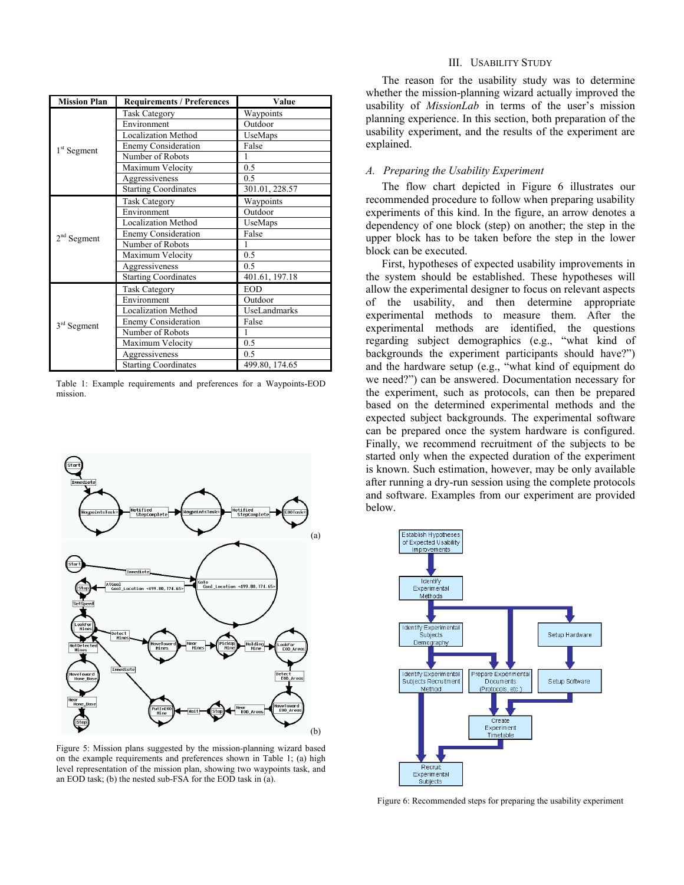| Mission Plan | Requirements / Preferences | Value |
|---|---|---|
| 1st Segment | Task Category | Waypoints |
| | Environment | Outdoor |
| | Localization Method | UseMaps |
| | Enemy Consideration | False |
| | Number of Robots | 1 |
| | Maximum Velocity | 0.5 |
| | Aggressiveness | 0.5 |
| | Starting Coordinates | 301.01, 228.57 |
| 2nd Segment | Task Category | Waypoints |
| | Environment | Outdoor |
| | Localization Method | UseMaps |
| | Enemy Consideration | False |
| | Number of Robots | 1 |
| | Maximum Velocity | 0.5 |
| | Aggressiveness | 0.5 |
| | Starting Coordinates | 401.61, 197.18 |
| 3rd Segment | Task Category | EOD |
| | Environment | Outdoor |
| | Localization Method | UseLandmarks |
| | Enemy Consideration | False |
| | Number of Robots | 1 |
| | Maximum Velocity | 0.5 |
| | Aggressiveness | 0.5 |
| | Starting Coordinates | 499.80, 174.65 |

Table 1: Example requirements and preferences for a Waypoints-EOD mission.

Figure 5: Mission plans suggested by the mission-planning wizard based on the example requirements and preferences shown in Table 1; (a) high level representation of the mission plan, showing two waypoints task, and an EOD task; (b) the nested sub-FSA for the EOD task in (a).

## III. Usability Study

The reason for the usability study was to determine whether the mission-planning wizard actually improved the usability of *MissionLab* in terms of the user's mission planning experience. In this section, both preparation of the usability experiment, and the results of the experiment are explained.

### A. Preparing the Usability Experiment

The flow chart depicted in Figure 6 illustrates our recommended procedure to follow when preparing usability experiments of this kind. In the figure, an arrow denotes a dependency of one block (step) on another; the step in the upper block has to be taken before the step in the lower block can be executed.

First, hypotheses of expected usability improvements in the system should be established. These hypotheses will allow the experimental designer to focus on relevant aspects of the usability, and then determine appropriate experimental methods to measure them. After the experimental methods are identified, the questions regarding subject demographics (e.g., "what kind of backgrounds the experiment participants should have?") and the hardware setup (e.g., "what kind of equipment do we need?") can be answered. Documentation necessary for the experiment, such as protocols, can then be prepared based on the determined experimental methods and the expected subject backgrounds. The experimental software can be prepared once the system hardware is configured. Finally, we recommend recruitment of the subjects to be started only when the expected duration of the experiment is known. Such estimation, however, may be only available after running a dry-run session using the complete protocols and software. Examples from our experiment are provided below.

Figure 6: Recommended steps for preparing the usability experiment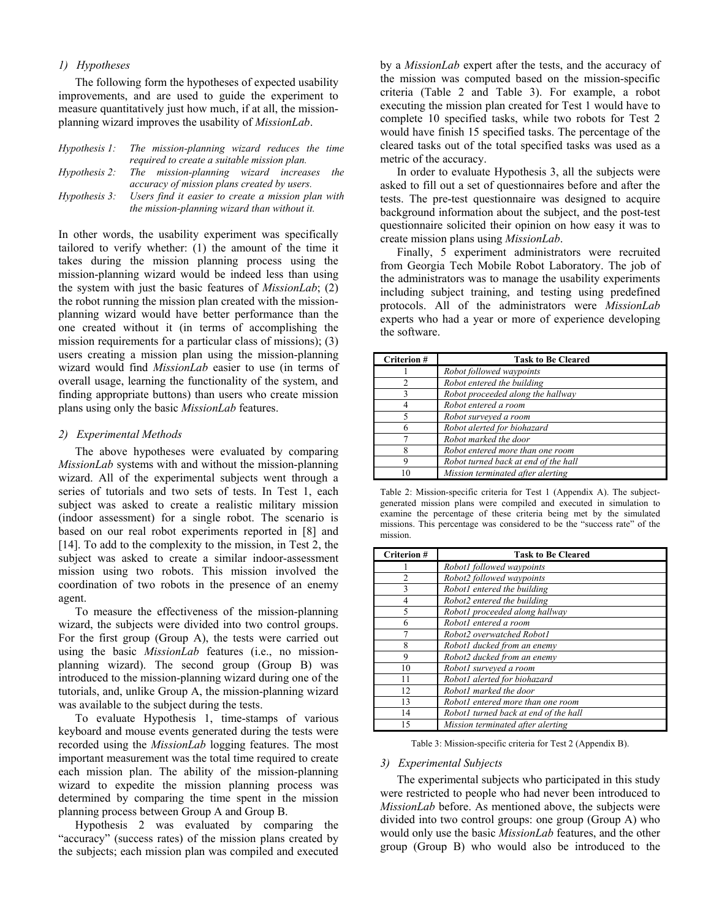#### 1) Hypotheses

The following form the hypotheses of expected usability improvements, and are used to guide the experiment to measure quantitatively just how much, if at all, the mission-planning wizard improves the usability of *MissionLab*.

*Hypothesis 1:* *The mission-planning wizard reduces the time required to create a suitable mission plan.*

*Hypothesis 2:* *The mission-planning wizard increases the accuracy of mission plans created by users.*

*Hypothesis 3:* *Users find it easier to create a mission plan with the mission-planning wizard than without it.*

In other words, the usability experiment was specifically tailored to verify whether: (1) the amount of the time it takes during the mission planning process using the mission-planning wizard would be indeed less than using the system with just the basic features of *MissionLab*; (2) the robot running the mission plan created with the mission-planning wizard would have better performance than the one created without it (in terms of accomplishing the mission requirements for a particular class of missions); (3) users creating a mission plan using the mission-planning wizard would find *MissionLab* easier to use (in terms of overall usage, learning the functionality of the system, and finding appropriate buttons) than users who create mission plans using only the basic *MissionLab* features.

#### 2) Experimental Methods

The above hypotheses were evaluated by comparing *MissionLab* systems with and without the mission-planning wizard. All of the experimental subjects went through a series of tutorials and two sets of tests. In Test 1, each subject was asked to create a realistic military mission (indoor assessment) for a single robot. The scenario is based on our real robot experiments reported in [8] and [14]. To add to the complexity to the mission, in Test 2, the subject was asked to create a similar indoor-assessment mission using two robots. This mission involved the coordination of two robots in the presence of an enemy agent.

To measure the effectiveness of the mission-planning wizard, the subjects were divided into two control groups. For the first group (Group A), the tests were carried out using the basic *MissionLab* features (i.e., no mission-planning wizard). The second group (Group B) was introduced to the mission-planning wizard during one of the tutorials, and, unlike Group A, the mission-planning wizard was available to the subject during the tests.

To evaluate Hypothesis 1, time-stamps of various keyboard and mouse events generated during the tests were recorded using the *MissionLab* logging features. The most important measurement was the total time required to create each mission plan. The ability of the mission-planning wizard to expedite the mission planning process was determined by comparing the time spent in the mission planning process between Group A and Group B.

Hypothesis 2 was evaluated by comparing the "accuracy" (success rates) of the mission plans created by the subjects; each mission plan was compiled and executed by a *MissionLab* expert after the tests, and the accuracy of the mission was computed based on the mission-specific criteria (Table 2 and Table 3). For example, a robot executing the mission plan created for Test 1 would have to complete 10 specified tasks, while two robots for Test 2 would have finish 15 specified tasks. The percentage of the cleared tasks out of the total specified tasks was used as a metric of the accuracy.

In order to evaluate Hypothesis 3, all the subjects were asked to fill out a set of questionnaires before and after the tests. The pre-test questionnaire was designed to acquire background information about the subject, and the post-test questionnaire solicited their opinion on how easy it was to create mission plans using *MissionLab*.

Finally, 5 experiment administrators were recruited from Georgia Tech Mobile Robot Laboratory. The job of the administrators was to manage the usability experiments including subject training, and testing using predefined protocols. All of the administrators were *MissionLab* experts who had a year or more of experience developing the software.

| Criterion # | Task to Be Cleared |
|---|---|
| 1 | *Robot followed waypoints* |
| 2 | *Robot entered the building* |
| 3 | *Robot proceeded along the hallway* |
| 4 | *Robot entered a room* |
| 5 | *Robot surveyed a room* |
| 6 | *Robot alerted for biohazard* |
| 7 | *Robot marked the door* |
| 8 | *Robot entered more than one room* |
| 9 | *Robot turned back at end of the hall* |
| 10 | *Mission terminated after alerting* |

Table 2: Mission-specific criteria for Test 1 (Appendix A). The subject-generated mission plans were compiled and executed in simulation to examine the percentage of these criteria being met by the simulated missions. This percentage was considered to be the "success rate" of the mission.

| Criterion # | Task to Be Cleared |
|---|---|
| 1 | *Robot1 followed waypoints* |
| 2 | *Robot2 followed waypoints* |
| 3 | *Robot1 entered the building* |
| 4 | *Robot2 entered the building* |
| 5 | *Robot1 proceeded along hallway* |
| 6 | *Robot1 entered a room* |
| 7 | *Robot2 overwatched Robot1* |
| 8 | *Robot1 ducked from an enemy* |
| 9 | *Robot2 ducked from an enemy* |
| 10 | *Robot1 surveyed a room* |
| 11 | *Robot1 alerted for biohazard* |
| 12 | *Robot1 marked the door* |
| 13 | *Robot1 entered more than one room* |
| 14 | *Robot1 turned back at end of the hall* |
| 15 | *Mission terminated after alerting* |

Table 3: Mission-specific criteria for Test 2 (Appendix B).

#### 3) Experimental Subjects

The experimental subjects who participated in this study were restricted to people who had never been introduced to *MissionLab* before. As mentioned above, the subjects were divided into two control groups: one group (Group A) who would only use the basic *MissionLab* features, and the other group (Group B) who would also be introduced to the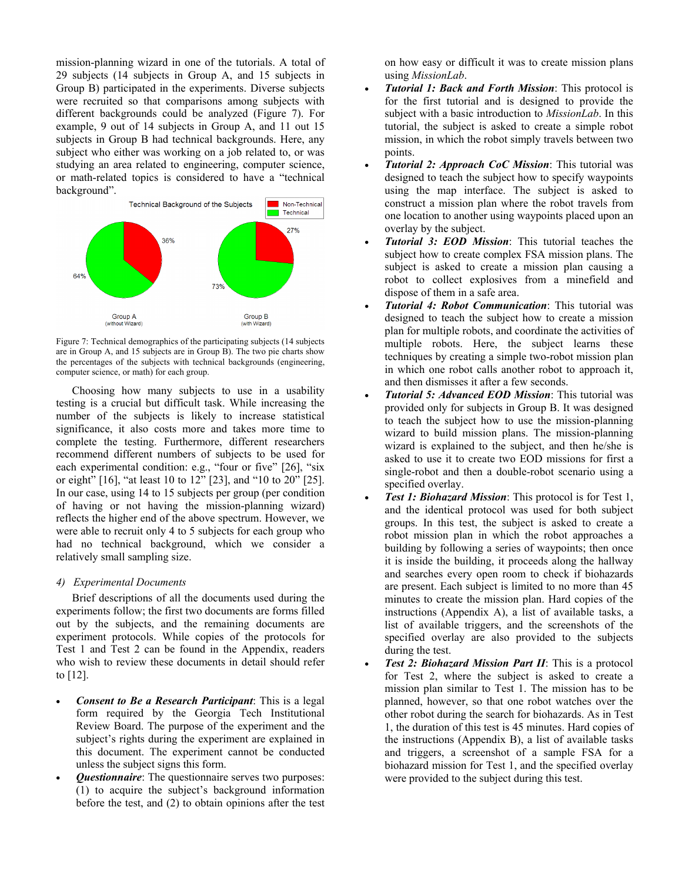mission-planning wizard in one of the tutorials. A total of 29 subjects (14 subjects in Group A, and 15 subjects in Group B) participated in the experiments. Diverse subjects were recruited so that comparisons among subjects with different backgrounds could be analyzed (Figure 7). For example, 9 out of 14 subjects in Group A, and 11 out 15 subjects in Group B had technical backgrounds. Here, any subject who either was working on a job related to, or was studying an area related to engineering, computer science, or math-related topics is considered to have a "technical background".

Figure 7: Technical demographics of the participating subjects (14 subjects are in Group A, and 15 subjects are in Group B). The two pie charts show the percentages of the subjects with technical backgrounds (engineering, computer science, or math) for each group.

Choosing how many subjects to use in a usability testing is a crucial but difficult task. While increasing the number of the subjects is likely to increase statistical significance, it also costs more and takes more time to complete the testing. Furthermore, different researchers recommend different numbers of subjects to be used for each experimental condition: e.g., "four or five" [26], "six or eight" [16], "at least 10 to 12" [23], and "10 to 20" [25]. In our case, using 14 to 15 subjects per group (per condition of having or not having the mission-planning wizard) reflects the higher end of the above spectrum. However, we were able to recruit only 4 to 5 subjects for each group who had no technical background, which we consider a relatively small sampling size.

#### 4) Experimental Documents

Brief descriptions of all the documents used during the experiments follow; the first two documents are forms filled out by the subjects, and the remaining documents are experiment protocols. While copies of the protocols for Test 1 and Test 2 can be found in the Appendix, readers who wish to review these documents in detail should refer to [12].

- ***Consent to Be a Research Participant***: This is a legal form required by the Georgia Tech Institutional Review Board. The purpose of the experiment and the subject's rights during the experiment are explained in this document. The experiment cannot be conducted unless the subject signs this form.
- ***Questionnaire***: The questionnaire serves two purposes: (1) to acquire the subject's background information before the test, and (2) to obtain opinions after the test on how easy or difficult it was to create mission plans using *MissionLab*.
- ***Tutorial 1: Back and Forth Mission***: This protocol is for the first tutorial and is designed to provide the subject with a basic introduction to *MissionLab*. In this tutorial, the subject is asked to create a simple robot mission, in which the robot simply travels between two points.
- ***Tutorial 2: Approach CoC Mission***: This tutorial was designed to teach the subject how to specify waypoints using the map interface. The subject is asked to construct a mission plan where the robot travels from one location to another using waypoints placed upon an overlay by the subject.
- ***Tutorial 3: EOD Mission***: This tutorial teaches the subject how to create complex FSA mission plans. The subject is asked to create a mission plan causing a robot to collect explosives from a minefield and dispose of them in a safe area.
- ***Tutorial 4: Robot Communication***: This tutorial was designed to teach the subject how to create a mission plan for multiple robots, and coordinate the activities of multiple robots. Here, the subject learns these techniques by creating a simple two-robot mission plan in which one robot calls another robot to approach it, and then dismisses it after a few seconds.
- ***Tutorial 5: Advanced EOD Mission***: This tutorial was provided only for subjects in Group B. It was designed to teach the subject how to use the mission-planning wizard to build mission plans. The mission-planning wizard is explained to the subject, and then he/she is asked to use it to create two EOD missions for first a single-robot and then a double-robot scenario using a specified overlay.
- ***Test 1: Biohazard Mission***: This protocol is for Test 1, and the identical protocol was used for both subject groups. In this test, the subject is asked to create a robot mission plan in which the robot approaches a building by following a series of waypoints; then once it is inside the building, it proceeds along the hallway and searches every open room to check if biohazards are present. Each subject is limited to no more than 45 minutes to create the mission plan. Hard copies of the instructions (Appendix A), a list of available tasks, a list of available triggers, and the screenshots of the specified overlay are also provided to the subjects during the test.
- ***Test 2: Biohazard Mission Part II***: This is a protocol for Test 2, where the subject is asked to create a mission plan similar to Test 1. The mission has to be planned, however, so that one robot watches over the other robot during the search for biohazards. As in Test 1, the duration of this test is 45 minutes. Hard copies of the instructions (Appendix B), a list of available tasks and triggers, a screenshot of a sample FSA for a biohazard mission for Test 1, and the specified overlay were provided to the subject during this test.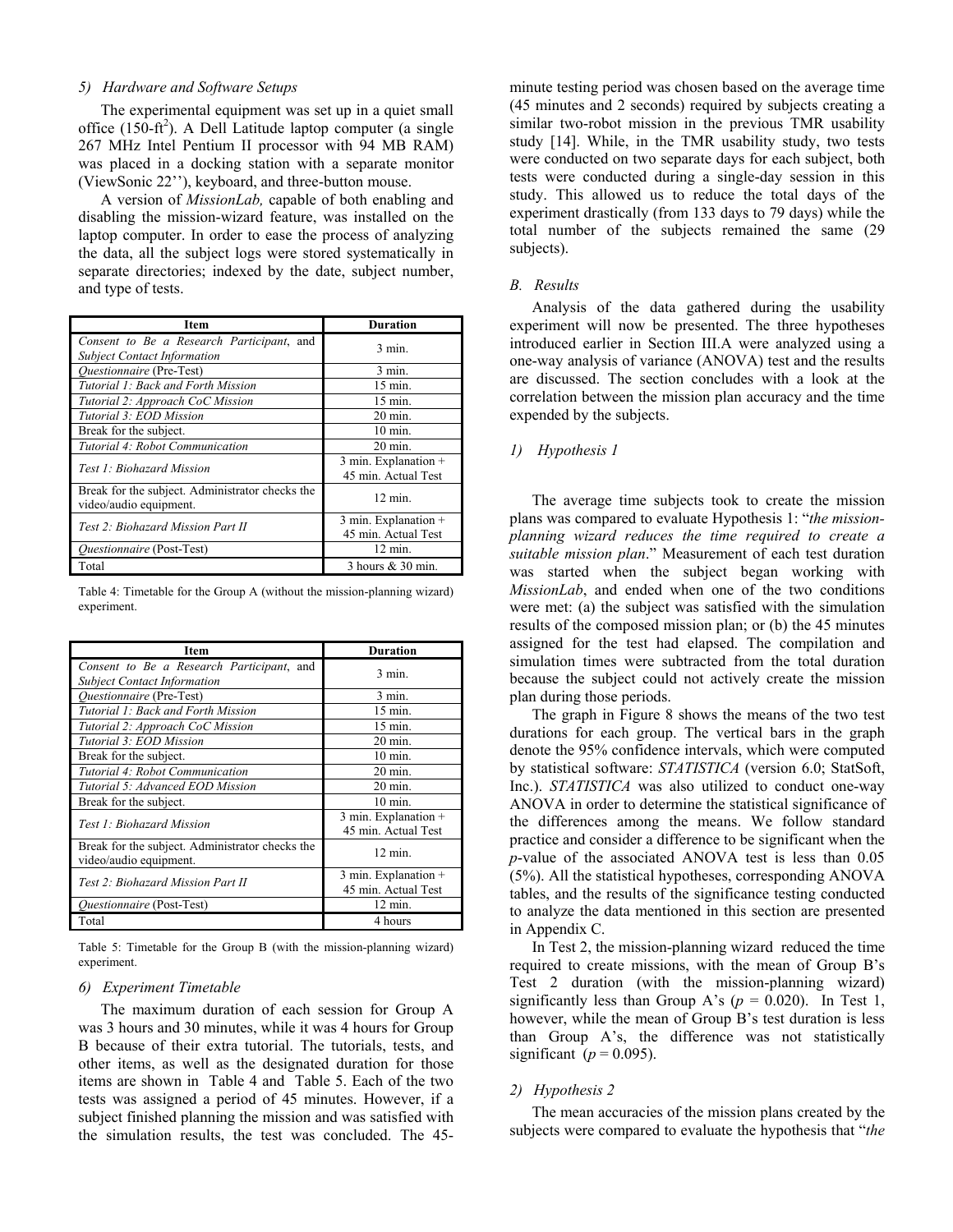#### 5) Hardware and Software Setups

The experimental equipment was set up in a quiet small office (150-ft$^2$). A Dell Latitude laptop computer (a single 267 MHz Intel Pentium II processor with 94 MB RAM) was placed in a docking station with a separate monitor (ViewSonic 22''), keyboard, and three-button mouse.

A version of *MissionLab,* capable of both enabling and disabling the mission-wizard feature, was installed on the laptop computer. In order to ease the process of analyzing the data, all the subject logs were stored systematically in separate directories; indexed by the date, subject number, and type of tests.

| Item | Duration |
|---|---|
| *Consent to Be a Research Participant*, and *Subject Contact Information* | 3 min. |
| *Questionnaire* (Pre-Test) | 3 min. |
| *Tutorial 1: Back and Forth Mission* | 15 min. |
| *Tutorial 2: Approach CoC Mission* | 15 min. |
| *Tutorial 3: EOD Mission* | 20 min. |
| Break for the subject. | 10 min. |
| *Tutorial 4: Robot Communication* | 20 min. |
| *Test 1: Biohazard Mission* | 3 min. Explanation + 45 min. Actual Test |
| Break for the subject. Administrator checks the video/audio equipment. | 12 min. |
| *Test 2: Biohazard Mission Part II* | 3 min. Explanation + 45 min. Actual Test |
| *Questionnaire* (Post-Test) | 12 min. |
| Total | 3 hours & 30 min. |

Table 4: Timetable for the Group A (without the mission-planning wizard) experiment.

| Item | Duration |
|---|---|
| *Consent to Be a Research Participant*, and *Subject Contact Information* | 3 min. |
| *Questionnaire* (Pre-Test) | 3 min. |
| *Tutorial 1: Back and Forth Mission* | 15 min. |
| *Tutorial 2: Approach CoC Mission* | 15 min. |
| *Tutorial 3: EOD Mission* | 20 min. |
| Break for the subject. | 10 min. |
| *Tutorial 4: Robot Communication* | 20 min. |
| *Tutorial 5: Advanced EOD Mission* | 20 min. |
| Break for the subject. | 10 min. |
| *Test 1: Biohazard Mission* | 3 min. Explanation + 45 min. Actual Test |
| Break for the subject. Administrator checks the video/audio equipment. | 12 min. |
| *Test 2: Biohazard Mission Part II* | 3 min. Explanation + 45 min. Actual Test |
| *Questionnaire* (Post-Test) | 12 min. |
| Total | 4 hours |

Table 5: Timetable for the Group B (with the mission-planning wizard) experiment.

#### 6) Experiment Timetable

The maximum duration of each session for Group A was 3 hours and 30 minutes, while it was 4 hours for Group B because of their extra tutorial. The tutorials, tests, and other items, as well as the designated duration for those items are shown in Table 4 and Table 5. Each of the two tests was assigned a period of 45 minutes. However, if a subject finished planning the mission and was satisfied with the simulation results, the test was concluded. The 45-minute testing period was chosen based on the average time (45 minutes and 2 seconds) required by subjects creating a similar two-robot mission in the previous TMR usability study [14]. While, in the TMR usability study, two tests were conducted on two separate days for each subject, both tests were conducted during a single-day session in this study. This allowed us to reduce the total days of the experiment drastically (from 133 days to 79 days) while the total number of the subjects remained the same (29 subjects).

### B. Results

Analysis of the data gathered during the usability experiment will now be presented. The three hypotheses introduced earlier in Section III.A were analyzed using a one-way analysis of variance (ANOVA) test and the results are discussed. The section concludes with a look at the correlation between the mission plan accuracy and the time expended by the subjects.

#### 1) Hypothesis 1

The average time subjects took to create the mission plans was compared to evaluate Hypothesis 1: "*the mission-planning wizard reduces the time required to create a suitable mission plan*." Measurement of each test duration was started when the subject began working with *MissionLab*, and ended when one of the two conditions were met: (a) the subject was satisfied with the simulation results of the composed mission plan; or (b) the 45 minutes assigned for the test had elapsed. The compilation and simulation times were subtracted from the total duration because the subject could not actively create the mission plan during those periods.

The graph in Figure 8 shows the means of the two test durations for each group. The vertical bars in the graph denote the 95% confidence intervals, which were computed by statistical software: *STATISTICA* (version 6.0; StatSoft, Inc.). *STATISTICA* was also utilized to conduct one-way ANOVA in order to determine the statistical significance of the differences among the means. We follow standard practice and consider a difference to be significant when the *p*-value of the associated ANOVA test is less than 0.05 (5%). All the statistical hypotheses, corresponding ANOVA tables, and the results of the significance testing conducted to analyze the data mentioned in this section are presented in Appendix C.

In Test 2, the mission-planning wizard reduced the time required to create missions, with the mean of Group B's Test 2 duration (with the mission-planning wizard) significantly less than Group A's ($p = 0.020$). In Test 1, however, while the mean of Group B's test duration is less than Group A's, the difference was not statistically significant ($p = 0.095$).

#### 2) Hypothesis 2

The mean accuracies of the mission plans created by the subjects were compared to evaluate the hypothesis that "*the*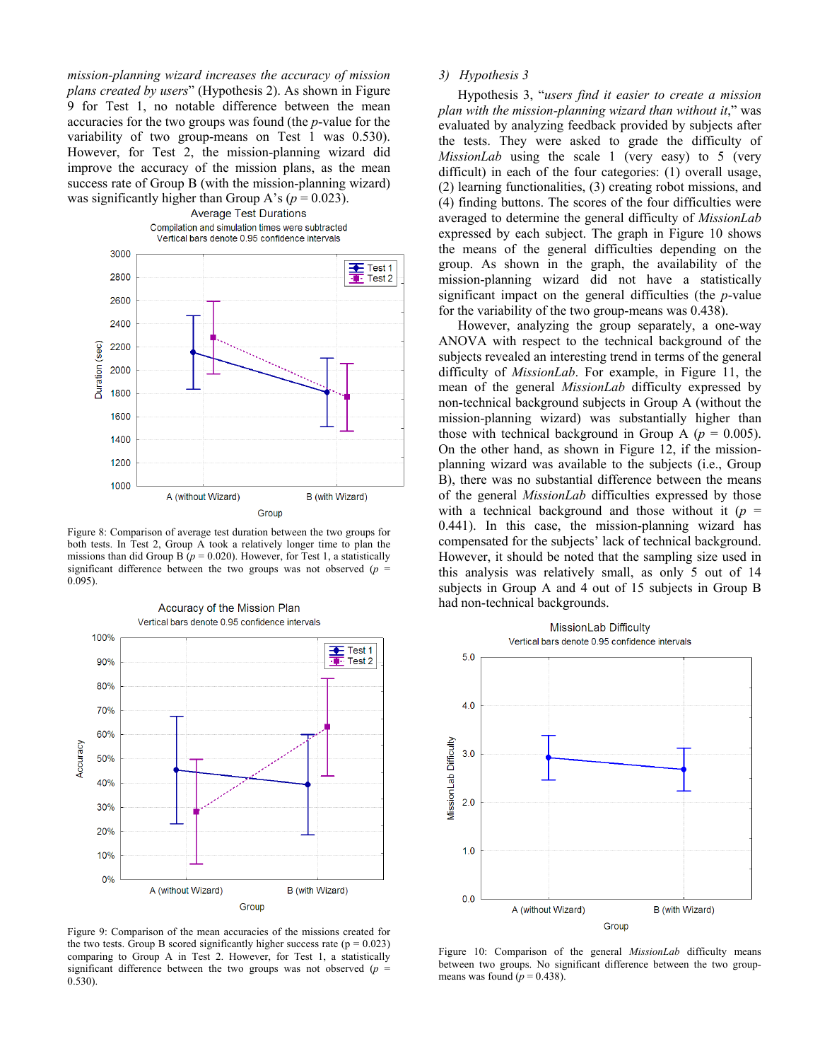*mission-planning wizard increases the accuracy of mission plans created by users*" (Hypothesis 2). As shown in Figure 9 for Test 1, no notable difference between the mean accuracies for the two groups was found (the *p*-value for the variability of two group-means on Test 1 was 0.530). However, for Test 2, the mission-planning wizard did improve the accuracy of the mission plans, as the mean success rate of Group B (with the mission-planning wizard) was significantly higher than Group A's ($p = 0.023$).

Figure 8: Comparison of average test duration between the two groups for both tests. In Test 2, Group A took a relatively longer time to plan the missions than did Group B ($p = 0.020$). However, for Test 1, a statistically significant difference between the two groups was not observed ($p = 0.095$).

Figure 9: Comparison of the mean accuracies of the missions created for the two tests. Group B scored significantly higher success rate ($p = 0.023$) comparing to Group A in Test 2. However, for Test 1, a statistically significant difference between the two groups was not observed ($p = 0.530$).

### 3) Hypothesis 3

Hypothesis 3, "*users find it easier to create a mission plan with the mission-planning wizard than without it*," was evaluated by analyzing feedback provided by subjects after the tests. They were asked to grade the difficulty of *MissionLab* using the scale 1 (very easy) to 5 (very difficult) in each of the four categories: (1) overall usage, (2) learning functionalities, (3) creating robot missions, and (4) finding buttons. The scores of the four difficulties were averaged to determine the general difficulty of *MissionLab* expressed by each subject. The graph in Figure 10 shows the means of the general difficulties depending on the group. As shown in the graph, the availability of the mission-planning wizard did not have a statistically significant impact on the general difficulties (the *p*-value for the variability of the two group-means was 0.438).

However, analyzing the group separately, a one-way ANOVA with respect to the technical background of the subjects revealed an interesting trend in terms of the general difficulty of *MissionLab*. For example, in Figure 11, the mean of the general *MissionLab* difficulty expressed by non-technical background subjects in Group A (without the mission-planning wizard) was substantially higher than those with technical background in Group A ($p = 0.005$). On the other hand, as shown in Figure 12, if the mission-planning wizard was available to the subjects (i.e., Group B), there was no substantial difference between the means of the general *MissionLab* difficulties expressed by those with a technical background and those without it ($p = 0.441$). In this case, the mission-planning wizard has compensated for the subjects' lack of technical background. However, it should be noted that the sampling size used in this analysis was relatively small, as only 5 out of 14 subjects in Group A and 4 out of 15 subjects in Group B had non-technical backgrounds.

Figure 10: Comparison of the general *MissionLab* difficulty means between two groups. No significant difference between the two group-means was found ($p = 0.438$).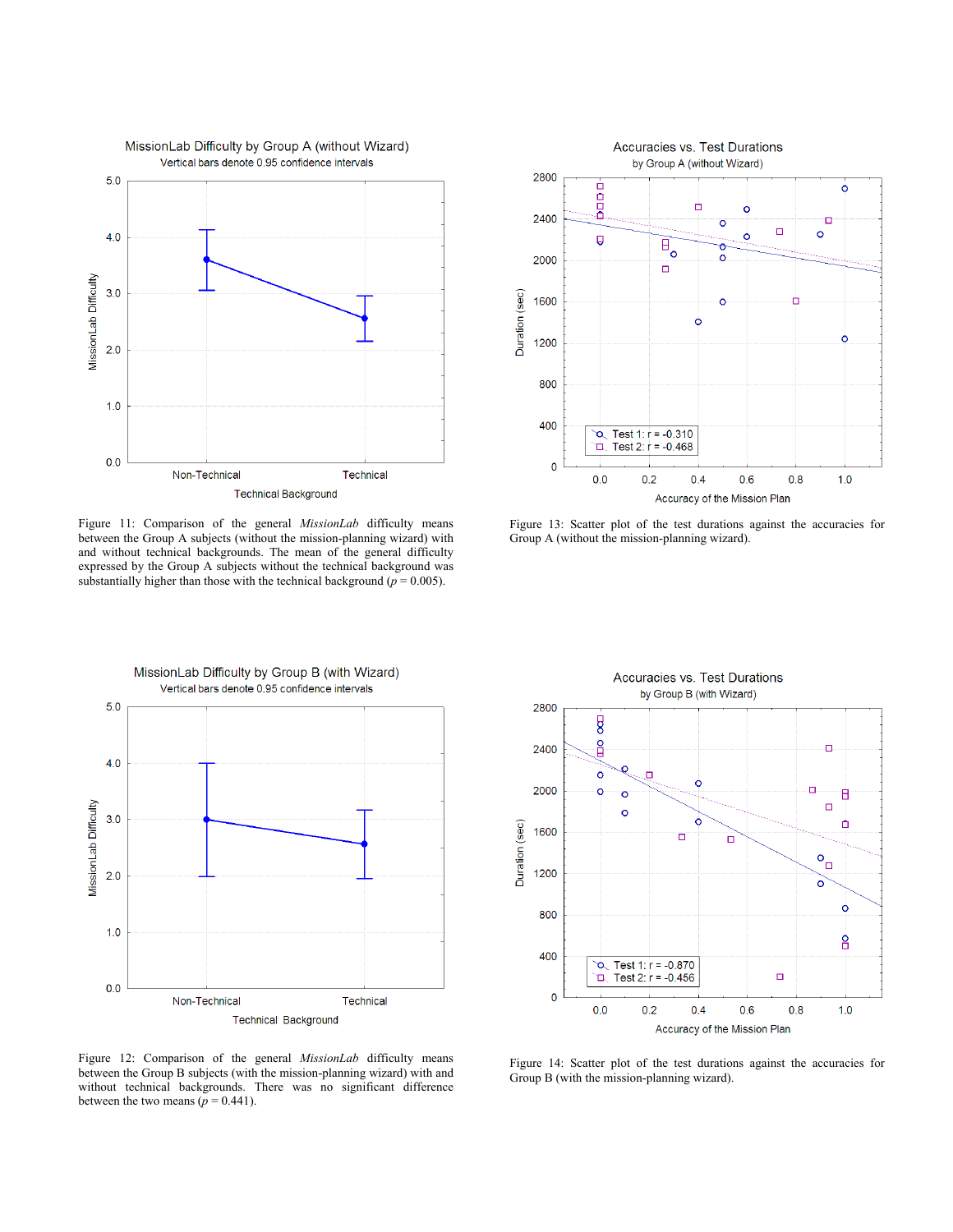Figure 11: Comparison of the general *MissionLab* difficulty means between the Group A subjects (without the mission-planning wizard) with and without technical backgrounds. The mean of the general difficulty expressed by the Group A subjects without the technical background was substantially higher than those with the technical background ($p = 0.005$).

Figure 13: Scatter plot of the test durations against the accuracies for Group A (without the mission-planning wizard).

Figure 12: Comparison of the general *MissionLab* difficulty means between the Group B subjects (with the mission-planning wizard) with and without technical backgrounds. There was no significant difference between the two means ($p = 0.441$).

Figure 14: Scatter plot of the test durations against the accuracies for Group B (with the mission-planning wizard).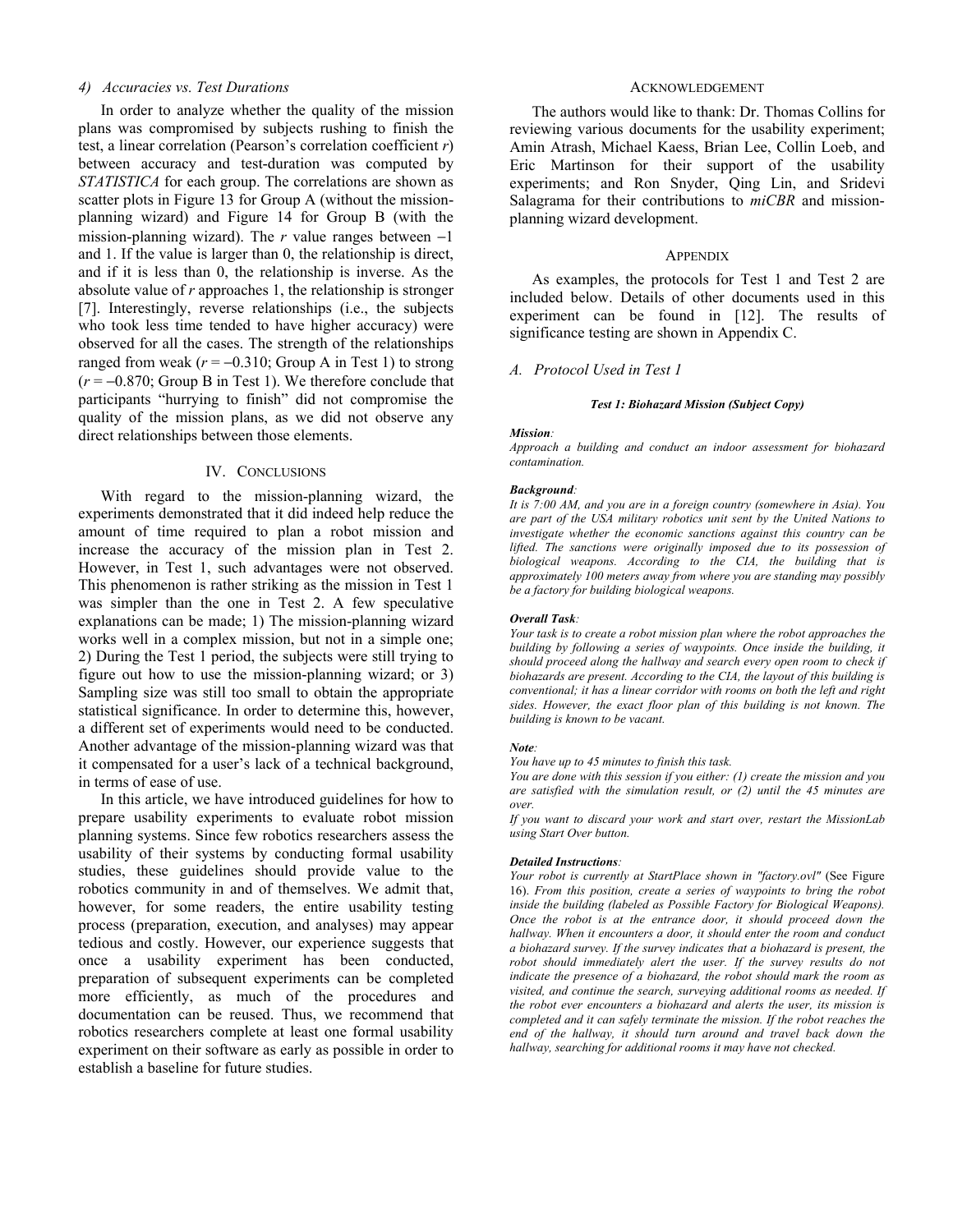#### 4) Accuracies vs. Test Durations

In order to analyze whether the quality of the mission plans was compromised by subjects rushing to finish the test, a linear correlation (Pearson's correlation coefficient $r$) between accuracy and test-duration was computed by *STATISTICA* for each group. The correlations are shown as scatter plots in Figure 13 for Group A (without the mission-planning wizard) and Figure 14 for Group B (with the mission-planning wizard). The $r$ value ranges between $-1$ and 1. If the value is larger than 0, the relationship is direct, and if it is less than 0, the relationship is inverse. As the absolute value of $r$ approaches 1, the relationship is stronger [7]. Interestingly, reverse relationships (i.e., the subjects who took less time tended to have higher accuracy) were observed for all the cases. The strength of the relationships ranged from weak ($r = -0.310$; Group A in Test 1) to strong ($r = -0.870$; Group B in Test 1). We therefore conclude that participants "hurrying to finish" did not compromise the quality of the mission plans, as we did not observe any direct relationships between those elements.

## IV. Conclusions

With regard to the mission-planning wizard, the experiments demonstrated that it did indeed help reduce the amount of time required to plan a robot mission and increase the accuracy of the mission plan in Test 2. However, in Test 1, such advantages were not observed. This phenomenon is rather striking as the mission in Test 1 was simpler than the one in Test 2. A few speculative explanations can be made; 1) The mission-planning wizard works well in a complex mission, but not in a simple one; 2) During the Test 1 period, the subjects were still trying to figure out how to use the mission-planning wizard; or 3) Sampling size was still too small to obtain the appropriate statistical significance. In order to determine this, however, a different set of experiments would need to be conducted. Another advantage of the mission-planning wizard was that it compensated for a user's lack of a technical background, in terms of ease of use.

In this article, we have introduced guidelines for how to prepare usability experiments to evaluate robot mission planning systems. Since few robotics researchers assess the usability of their systems by conducting formal usability studies, these guidelines should provide value to the robotics community in and of themselves. We admit that, however, for some readers, the entire usability testing process (preparation, execution, and analyses) may appear tedious and costly. However, our experience suggests that once a usability experiment has been conducted, preparation of subsequent experiments can be completed more efficiently, as much of the procedures and documentation can be reused. Thus, we recommend that robotics researchers complete at least one formal usability experiment on their software as early as possible in order to establish a baseline for future studies.

## Acknowledgement

The authors would like to thank: Dr. Thomas Collins for reviewing various documents for the usability experiment; Amin Atrash, Michael Kaess, Brian Lee, Collin Loeb, and Eric Martinson for their support of the usability experiments; and Ron Snyder, Qing Lin, and Sridevi Salagrama for their contributions to *miCBR* and mission-planning wizard development.

## Appendix

As examples, the protocols for Test 1 and Test 2 are included below. Details of other documents used in this experiment can be found in [12]. The results of significance testing are shown in Appendix C.

### A. Protocol Used in Test 1

***Test 1: Biohazard Mission (Subject Copy)***

***Mission:***
*Approach a building and conduct an indoor assessment for biohazard contamination.*

***Background:***
*It is 7:00 AM, and you are in a foreign country (somewhere in Asia). You are part of the USA military robotics unit sent by the United Nations to investigate whether the economic sanctions against this country can be lifted. The sanctions were originally imposed due to its possession of biological weapons. According to the CIA, the building that is approximately 100 meters away from where you are standing may possibly be a factory for building biological weapons.*

***Overall Task:***
*Your task is to create a robot mission plan where the robot approaches the building by following a series of waypoints. Once inside the building, it should proceed along the hallway and search every open room to check if biohazards are present. According to the CIA, the layout of this building is conventional; it has a linear corridor with rooms on both the left and right sides. However, the exact floor plan of this building is not known. The building is known to be vacant.*

***Note:***
*You have up to 45 minutes to finish this task.*
*You are done with this session if you either: (1) create the mission and you are satisfied with the simulation result, or (2) until the 45 minutes are over.*
*If you want to discard your work and start over, restart the MissionLab using Start Over button.*

***Detailed Instructions:***
*Your robot is currently at StartPlace shown in "factory.ovl"* (See Figure 16). *From this position, create a series of waypoints to bring the robot inside the building (labeled as Possible Factory for Biological Weapons). Once the robot is at the entrance door, it should proceed down the hallway. When it encounters a door, it should enter the room and conduct a biohazard survey. If the survey indicates that a biohazard is present, the robot should immediately alert the user. If the survey results do not indicate the presence of a biohazard, the robot should mark the room as visited, and continue the search, surveying additional rooms as needed. If the robot ever encounters a biohazard and alerts the user, its mission is completed and it can safely terminate the mission. If the robot reaches the end of the hallway, it should turn around and travel back down the hallway, searching for additional rooms it may have not checked.*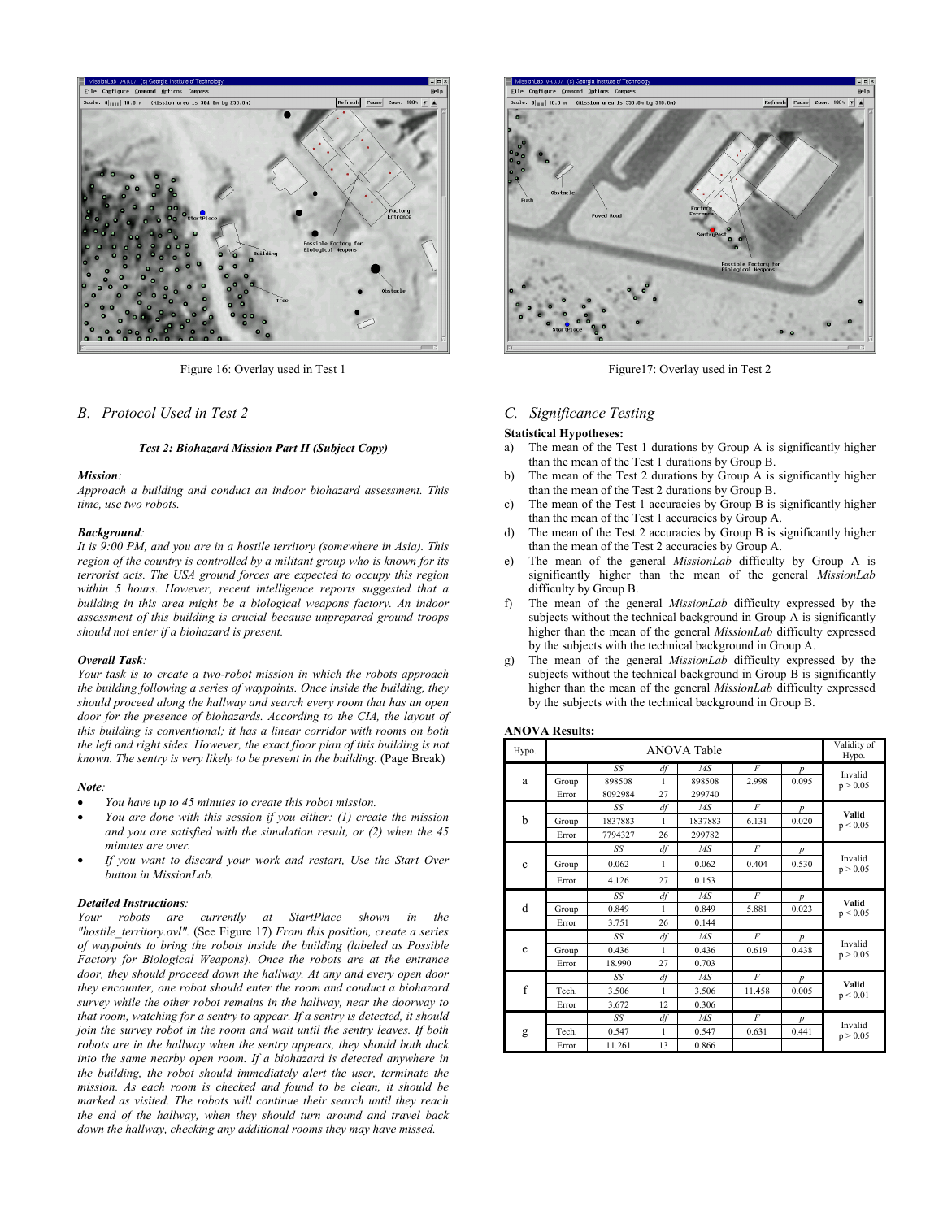Figure 16: Overlay used in Test 1

Figure17: Overlay used in Test 2

## B. Protocol Used in Test 2

***Test 2: Biohazard Mission Part II (Subject Copy)***

***Mission****:*
*Approach a building and conduct an indoor biohazard assessment. This time, use two robots.*

***Background****:*
*It is 9:00 PM, and you are in a hostile territory (somewhere in Asia). This region of the country is controlled by a militant group who is known for its terrorist acts. The USA ground forces are expected to occupy this region within 5 hours. However, recent intelligence reports suggested that a building in this area might be a biological weapons factory. An indoor assessment of this building is crucial because unprepared ground troops should not enter if a biohazard is present.*

***Overall Task****:*
*Your task is to create a two-robot mission in which the robots approach the building following a series of waypoints. Once inside the building, they should proceed along the hallway and search every room that has an open door for the presence of biohazards. According to the CIA, the layout of this building is conventional; it has a linear corridor with rooms on both the left and right sides. However, the exact floor plan of this building is not known. The sentry is very likely to be present in the building.* (Page Break)

***Note****:*

- *You have up to 45 minutes to create this robot mission.*
- *You are done with this session if you either: (1) create the mission and you are satisfied with the simulation result, or (2) when the 45 minutes are over.*
- *If you want to discard your work and restart, Use the Start Over button in MissionLab.*

***Detailed Instructions****:*
*Your robots are currently at StartPlace shown in the "hostile_territory.ovl".* (See Figure 17) *From this position, create a series of waypoints to bring the robots inside the building (labeled as Possible Factory for Biological Weapons). Once the robots are at the entrance door, they should proceed down the hallway. At any and every open door they encounter, one robot should enter the room and conduct a biohazard survey while the other robot remains in the hallway, near the doorway to that room, watching for a sentry to appear. If a sentry is detected, it should join the sentry robot in the room and wait until the sentry leaves. If both robots are in the hallway when the sentry appears, they should both duck into the same nearby open room. If a biohazard is detected anywhere in the building, the robot should immediately alert the user, terminate the mission. As each room is checked and found to be clean, it should be marked as visited. The robots will continue their search until they reach the end of the hallway, when they should turn around and travel back down the hallway, checking any additional rooms they may have missed.*

## C. Significance Testing

**Statistical Hypotheses:**

a) The mean of the Test 1 durations by Group A is significantly higher than the mean of the Test 1 durations by Group B.
b) The mean of the Test 2 durations by Group A is significantly higher than the mean of the Test 2 durations by Group B.
c) The mean of the Test 1 accuracies by Group B is significantly higher than the mean of the Test 1 accuracies by Group A.
d) The mean of the Test 2 accuracies by Group B is significantly higher than the mean of the Test 2 accuracies by Group A.
e) The mean of the general *MissionLab* difficulty by Group A is significantly higher than the mean of the general *MissionLab* difficulty by Group B.
f) The mean of the general *MissionLab* difficulty expressed by the subjects without the technical background in Group A is significantly higher than the mean of the general *MissionLab* difficulty expressed by the subjects with the technical background in Group A.
g) The mean of the general *MissionLab* difficulty expressed by the subjects without the technical background in Group B is significantly higher than the mean of the general *MissionLab* difficulty expressed by the subjects with the technical background in Group B.

**ANOVA Results:**

| Hypo. | ANOVA Table | | | | | | Validity of Hypo. |
|---|---|---|---|---|---|---|---|
| a | | *SS* | *df* | *MS* | *F* | *p* | Invalid $p > 0.05$ |
| | Group | 898508 | 1 | 898508 | 2.998 | 0.095 | |
| | Error | 8092984 | 27 | 299740 | | | |
| b | | *SS* | *df* | *MS* | *F* | *p* | **Valid** $p < 0.05$ |
| | Group | 1837883 | 1 | 1837883 | 6.131 | 0.020 | |
| | Error | 7794327 | 26 | 299782 | | | |
| c | | *SS* | *df* | *MS* | *F* | *p* | Invalid $p > 0.05$ |
| | Group | 0.062 | 1 | 0.062 | 0.404 | 0.530 | |
| | Error | 4.126 | 27 | 0.153 | | | |
| d | | *SS* | *df* | *MS* | *F* | *p* | **Valid** $p < 0.05$ |
| | Group | 0.849 | 1 | 0.849 | 5.881 | 0.023 | |
| | Error | 3.751 | 26 | 0.144 | | | |
| e | | *SS* | *df* | *MS* | *F* | *p* | Invalid $p > 0.05$ |
| | Group | 0.436 | 1 | 0.436 | 0.619 | 0.438 | |
| | Error | 18.990 | 27 | 0.703 | | | |
| f | | *SS* | *df* | *MS* | *F* | *p* | **Valid** $p < 0.01$ |
| | Tech. | 3.506 | 1 | 3.506 | 11.458 | 0.005 | |
| | Error | 3.672 | 12 | 0.306 | | | |
| g | | *SS* | *df* | *MS* | *F* | *p* | Invalid $p > 0.05$ |
| | Tech. | 0.547 | 1 | 0.547 | 0.631 | 0.441 | |
| | Error | 11.261 | 13 | 0.866 | | | |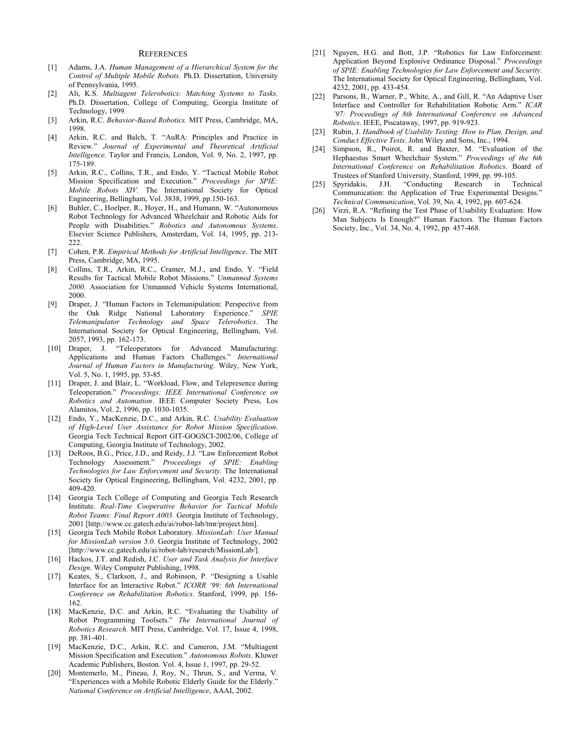## References

[1] Adams, J.A. *Human Management of a Hierarchical System for the Control of Multiple Mobile Robots*. Ph.D. Dissertation, University of Pennsylvania, 1995.

[2] Ali, K.S. *Multiagent Telerobotics: Matching Systems to Tasks.* Ph.D. Dissertation, College of Computing, Georgia Institute of Technology, 1999.

[3] Arkin, R.C. *Behavior-Based Robotics.* MIT Press, Cambridge, MA, 1998.

[4] Arkin, R.C. and Balch, T. "AuRA: Principles and Practice in Review." *Journal of Experimental and Theoretical Artificial Intelligence.* Taylor and Francis, London, Vol. 9, No. 2, 1997, pp. 175-189.

[5] Arkin, R.C., Collins, T.R., and Endo, Y. "Tactical Mobile Robot Mission Specification and Execution." *Proceedings for SPIE: Mobile Robots XIV.* The International Society for Optical Engineering, Bellingham, Vol. 3838, 1999, pp.150-163.

[6] Buhler, C., Hoelper, R., Hoyer, H., and Humann, W. "Autonomous Robot Technology for Advanced Wheelchair and Robotic Aids for People with Disabilities." *Robotics and Autonomous Systems*. Elsevier Science Publishers, Amsterdam, Vol. 14, 1995, pp. 213-222.

[7] Cohen, P.R. *Empirical Methods for Artificial Intelligence*. The MIT Press, Cambridge, MA, 1995.

[8] Collins, T.R., Arkin, R.C., Cramer, M.J., and Endo, Y. "Field Results for Tactical Mobile Robot Missions." *Unmanned Systems 2000*. Association for Unmanned Vehicle Systems International, 2000.

[9] Draper, J. "Human Factors in Telemanipulation: Perspective from the Oak Ridge National Laboratory Experience." *SPIE Telemanipulator Technology and Space Telerobotics.* The International Society for Optical Engineering, Bellingham, Vol. 2057, 1993, pp. 162-173.

[10] Draper, J. "Teleoperators for Advanced Manufacturing: Applications and Human Factors Challenges." *International Journal of Human Factors in Manufacturing*. Wiley, New York, Vol. 5, No. 1, 1995, pp. 53-85.

[11] Draper, J. and Blair, L. "Workload, Flow, and Telepresence during Teleoperation." *Proceedings: IEEE International Conference on Robotics and Automation*. IEEE Computer Society Press, Los Alamitos, Vol. 2, 1996, pp. 1030-1035.

[12] Endo, Y., MacKenzie, D.C., and Arkin, R.C. *Usability Evaluation of High-Level User Assistance for Robot Mission Specification*. Georgia Tech Technical Report GIT-GOGSCI-2002/06, College of Computing, Georgia Institute of Technology, 2002.

[13] DeRoos, B.G., Price, J.D., and Reidy, J.J. "Law Enforcement Robot Technology Assessment." *Proceedings of SPIE: Enabling Technologies for Law Enforcement and Security.* The International Society for Optical Engineering, Bellingham, Vol. 4232, 2001, pp. 409-420.

[14] Georgia Tech College of Computing and Georgia Tech Research Institute. *Real-Time Cooperative Behavior for Tactical Mobile Robot Teams: Final Report A003.* Georgia Institute of Technology, 2001 [http://www.cc.gatech.edu/ai/robot-lab/tmr/project.htm].

[15] Georgia Tech Mobile Robot Laboratory. *MissionLab: User Manual for MissionLab version 5.0.* Georgia Institute of Technology, 2002 [http://www.cc.gatech.edu/ai/robot-lab/research/MissionLab/].

[16] Hackos, J.T. and Redish, J.C. *User and Task Analysis for Interface Design*. Wiley Computer Publishing, 1998.

[17] Keates, S., Clarkson, J., and Robinson, P. "Designing a Usable Interface for an Interactive Robot." *ICORR '99: 6th International Conference on Rehabilitation Robotics*. Stanford, 1999, pp. 156-162.

[18] MacKenzie, D.C. and Arkin, R.C. "Evaluating the Usability of Robot Programming Toolsets." *The International Journal of Robotics Research.* MIT Press, Cambridge, Vol. 17, Issue 4, 1998, pp. 381-401.

[19] MacKenzie, D.C., Arkin, R.C. and Cameron, J.M. "Multiagent Mission Specification and Execution." *Autonomous Robots*. Kluwer Academic Publishers, Boston. Vol. 4, Issue 1, 1997, pp. 29-52.

[20] Montemerlo, M., Pineau, J, Roy, N., Thrun, S., and Verma, V. "Experiences with a Mobile Robotic Elderly Guide for the Elderly." *National Conference on Artificial Intelligence*, AAAI, 2002.

[21] Nguyen, H.G. and Bott, J.P. "Robotics for Law Enforcement: Application Beyond Explosive Ordinance Disposal." *Proceedings of SPIE: Enabling Technologies for Law Enforcement and Security.* The International Society for Optical Engineering, Bellingham, Vol. 4232, 2001, pp. 433-454.

[22] Parsons, B., Warner, P., White, A., and Gill, R. "An Adaptive User Interface and Controller for Rehabilitation Robotic Arm." *ICAR '97: Proceedings of 8th International Conference on Advanced Robotics*. IEEE, Piscataway, 1997, pp. 919-923.

[23] Rubin, J. *Handbook of Usability Testing: How to Plan, Design, and Conduct Effective Tests*. John Wiley and Sons, Inc., 1994.

[24] Simpson, R., Poirot, R. and Baxter, M. "Evaluation of the Hephaestus Smart Wheelchair System." *Proceedings of the 6th International Conference on Rehabilitation Robotics*. Board of Trustees of Stanford University, Stanford, 1999, pp. 99-105.

[25] Spyridakis, J.H. "Conducting Research in Technical Communication: the Application of True Experimental Designs." *Technical Communication*, Vol. 39, No. 4, 1992, pp. 607-624.

[26] Virzi, R.A. "Refining the Test Phase of Usability Evaluation: How Man Subjects Is Enough?" Human Factors. The Human Factors Society, Inc., Vol. 34, No. 4, 1992, pp. 457-468.